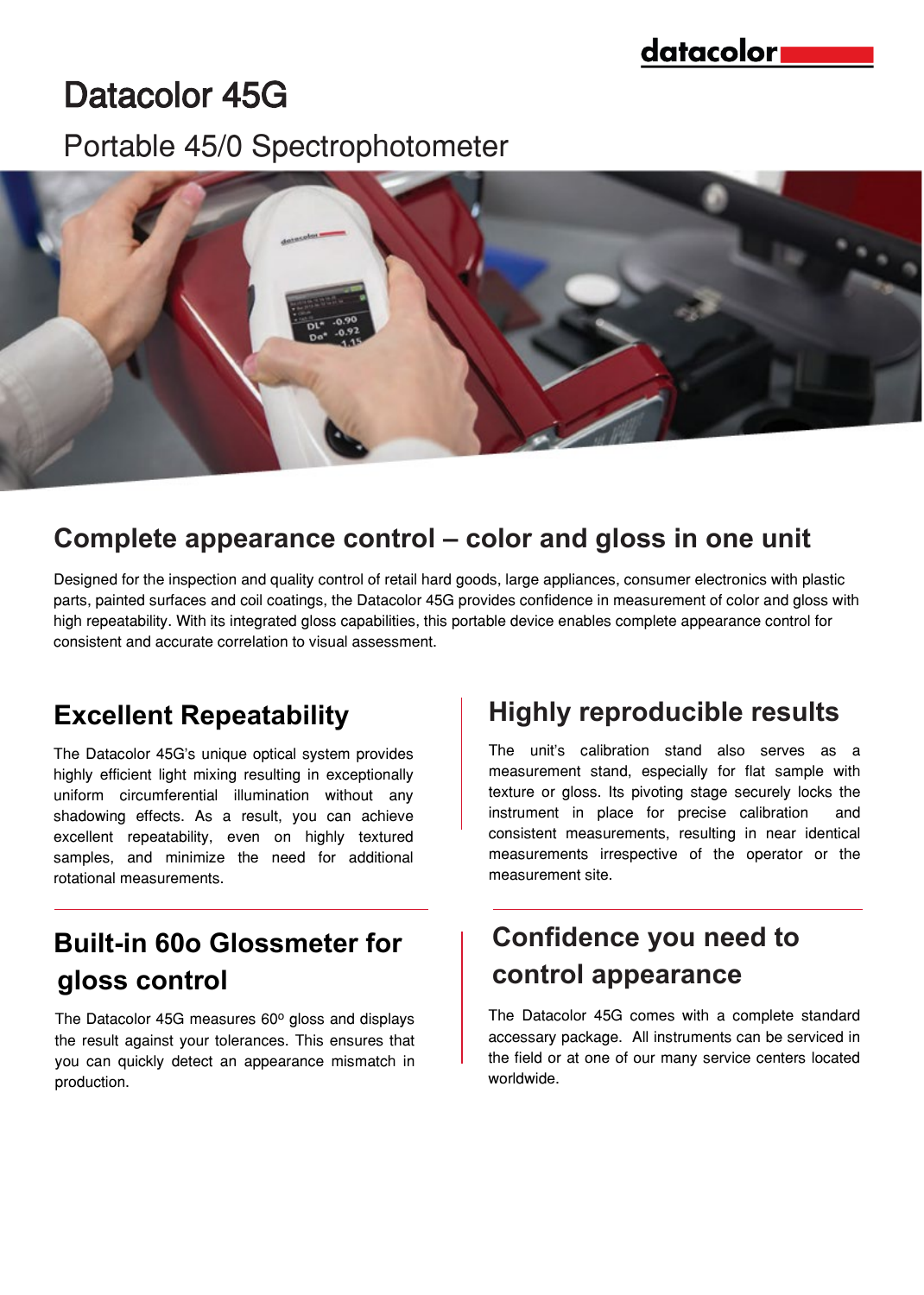# Datacolor 45G

Portable 45/0 Spectrophotometer

## Complete appearance control – color and gloss in one unit

Designed for the inspection and quality control of retail hard goods, large appliances, consumer electronics with plastic parts, painted surfaces and coil coatings, the Datacolor 45G provides confidence in measurement of color and gloss with high repeatability. With its integrated gloss capabilities, this portable device enables complete appearance control for consistent and accurate correlation to visual assessment.

## Excellent Repeatability

The Datacolor 45G's unique optical system provides highly efficient light mixing resulting in exceptionally uniform circumferential illumination without any shadowing effects. As a result, you can achieve excellent repeatability, even on highly textured samples, and minimize the need for additional rotational measurements.

## Built-in 60o Glossmeter for gloss control

The Datacolor 45G measures 60º gloss and displays the result against your tolerances. This ensures that you can quickly detect an appearance mismatch in production.

## Highly reproducible results

The unit's calibration stand also serves as a measurement stand, especially for flat sample with texture or gloss. Its pivoting stage securely locks the instrument in place for precise calibration and consistent measurements, resulting in near identical measurements irrespective of the operator or the measurement site.

## Confidence you need to control appearance

The Datacolor 45G comes with a complete standard accessary package. All instruments can be serviced in the field or at one of our many service centers located worldwide.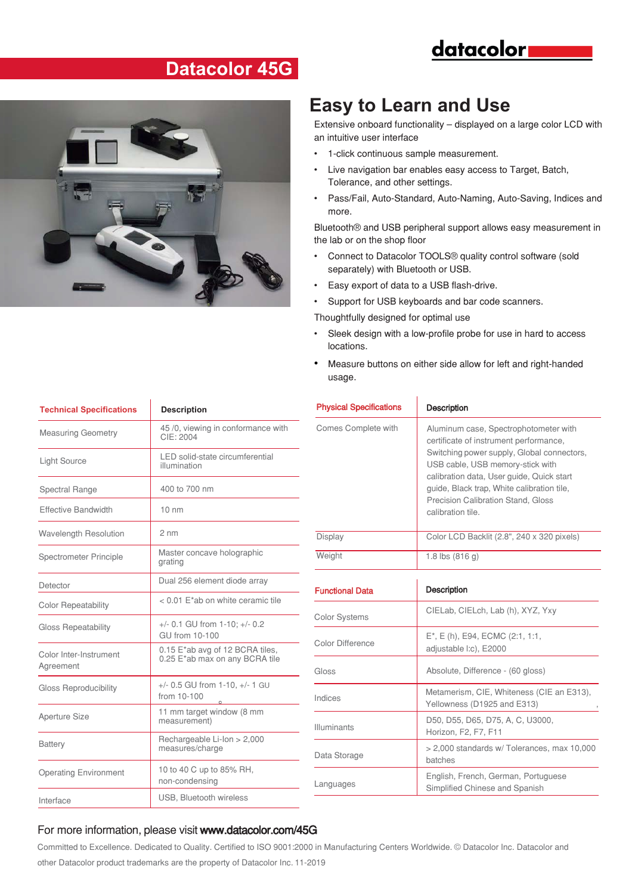# Datacolor 45G

## Easy to Learn and Use

Extensive onboard functionality – displayed on a large color LCD with an intuitive user interface

- 1-click continuous sample measurement.
- Live navigation bar enables easy access to Target, Batch, Tolerance, and other settings.
- Pass/Fail, Auto-Standard, Auto-Naming, Auto-Saving, Indices and more.

Bluetooth® and USB peripheral support allows easy measurement in the lab or on the shop floor

- Connect to Datacolor TOOLS® quality control software (sold separately) with Bluetooth or USB.
- Easy export of data to a USB flash-drive.
- Support for USB keyboards and bar code scanners.

Thoughtfully designed for optimal use

- Sleek design with a low-profile probe for use in hard to access locations.
- Measure buttons on either side allow for left and right-handed usage.

| Technical Specifications | Description |
|---|---|
| Measuring Geometry | 45 /0, viewing in conformance with CIE: 2004 |
| Light Source | LED solid-state circumferential illumination |
| Spectral Range | 400 to 700 nm |
| Effective Bandwidth | 10 nm |
| Wavelength Resolution | 2 nm |
| Spectrometer Principle | Master concave holographic grating |
| Detector | Dual 256 element diode array |
| Color Repeatability | < 0.01 E*ab on white ceramic tile |
| Gloss Repeatability | +/- 0.1 GU from 1-10; +/- 0.2 GU from 10-100 |
| Color Inter-Instrument Agreement | 0.15 E*ab avg of 12 BCRA tiles, 0.25 E*ab max on any BCRA tile |
| Gloss Reproducibility | +/- 0.5 GU from 1-10, +/- 1 GU from 10-100 |
| Aperture Size | 11 mm target window (8 mm measurement) |
| Battery | Rechargeable Li-Ion > 2,000 measures/charge |
| Operating Environment | 10 to 40 C up to 85% RH, non-condensing |
| Interface | USB, Bluetooth wireless |

| Physical Specifications | Description |
|---|---|
| Comes Complete with | Aluminum case, Spectrophotometer with certificate of instrument performance, Switching power supply, Global connectors, USB cable, USB memory-stick with calibration data, User guide, Quick start guide, Black trap, White calibration tile, Precision Calibration Stand, Gloss calibration tile. |
| Display | Color LCD Backlit (2.8", 240 x 320 pixels) |
| Weight | 1.8 lbs (816 g) |

| Functional Data | Description |
|---|---|
| Color Systems | CIELab, CIELch, Lab (h), XYZ, Yxy |
| Color Difference | E*, E (h), E94, ECMC (2:1, 1:1, adjustable l:c), E2000 |
| Gloss | Absolute, Difference - (60 gloss) |
| Indices | Metamerism, CIE, Whiteness (CIE an E313), Yellowness (D1925 and E313) |
| Illuminants | D50, D55, D65, D75, A, C, U3000, Horizon, F2, F7, F11 |
| Data Storage | > 2,000 standards w/ Tolerances, max 10,000 batches |
| Languages | English, French, German, Portuguese Simplified Chinese and Spanish |

For more information, please visit **www.datacolor.com/45G**

Committed to Excellence. Dedicated to Quality. Certified to ISO 9001:2000 in Manufacturing Centers Worldwide. © Datacolor Inc. Datacolor and other Datacolor product trademarks are the property of Datacolor Inc. 11-2019